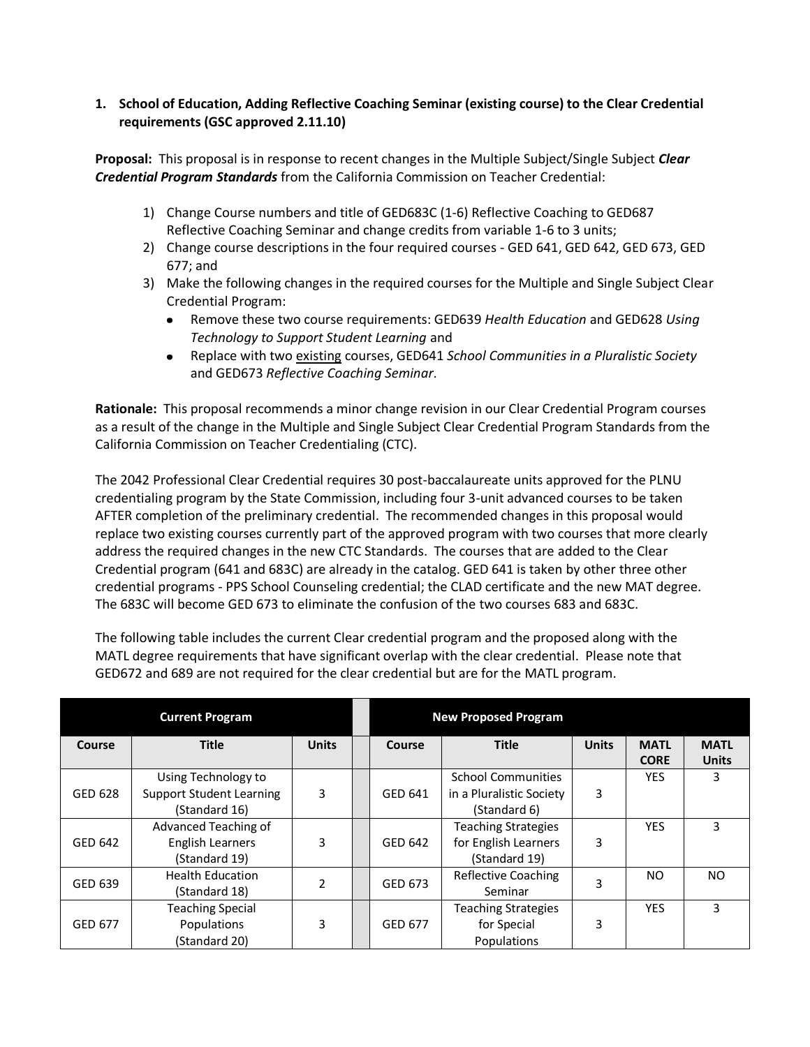1. **School of Education, Adding Reflective Coaching Seminar (existing course) to the Clear Credential requirements (GSC approved 2.11.10)**

**Proposal:** This proposal is in response to recent changes in the Multiple Subject/Single Subject ***Clear Credential Program Standards*** from the California Commission on Teacher Credential:

1) Change Course numbers and title of GED683C (1-6) Reflective Coaching to GED687 Reflective Coaching Seminar and change credits from variable 1-6 to 3 units;
2) Change course descriptions in the four required courses - GED 641, GED 642, GED 673, GED 677; and
3) Make the following changes in the required courses for the Multiple and Single Subject Clear Credential Program:
   - Remove these two course requirements: GED639 *Health Education* and GED628 *Using Technology to Support Student Learning* and
   - Replace with two existing courses, GED641 *School Communities in a Pluralistic Society* and GED673 *Reflective Coaching Seminar*.

**Rationale:** This proposal recommends a minor change revision in our Clear Credential Program courses as a result of the change in the Multiple and Single Subject Clear Credential Program Standards from the California Commission on Teacher Credentialing (CTC).

The 2042 Professional Clear Credential requires 30 post-baccalaureate units approved for the PLNU credentialing program by the State Commission, including four 3-unit advanced courses to be taken AFTER completion of the preliminary credential. The recommended changes in this proposal would replace two existing courses currently part of the approved program with two courses that more clearly address the required changes in the new CTC Standards. The courses that are added to the Clear Credential program (641 and 683C) are already in the catalog. GED 641 is taken by other three other credential programs - PPS School Counseling credential; the CLAD certificate and the new MAT degree. The 683C will become GED 673 to eliminate the confusion of the two courses 683 and 683C.

The following table includes the current Clear credential program and the proposed along with the MATL degree requirements that have significant overlap with the clear credential. Please note that GED672 and 689 are not required for the clear credential but are for the MATL program.

| **Current Program** | | | | **New Proposed Program** | | | | |
|---|---|---|---|---|---|---|---|---|
| **Course** | **Title** | **Units** | | **Course** | **Title** | **Units** | **MATL CORE** | **MATL Units** |
| GED 628 | Using Technology to Support Student Learning (Standard 16) | 3 | | GED 641 | School Communities in a Pluralistic Society (Standard 6) | 3 | YES | 3 |
| GED 642 | Advanced Teaching of English Learners (Standard 19) | 3 | | GED 642 | Teaching Strategies for English Learners (Standard 19) | 3 | YES | 3 |
| GED 639 | Health Education (Standard 18) | 2 | | GED 673 | Reflective Coaching Seminar | 3 | NO | NO |
| GED 677 | Teaching Special Populations (Standard 20) | 3 | | GED 677 | Teaching Strategies for Special Populations | 3 | YES | 3 |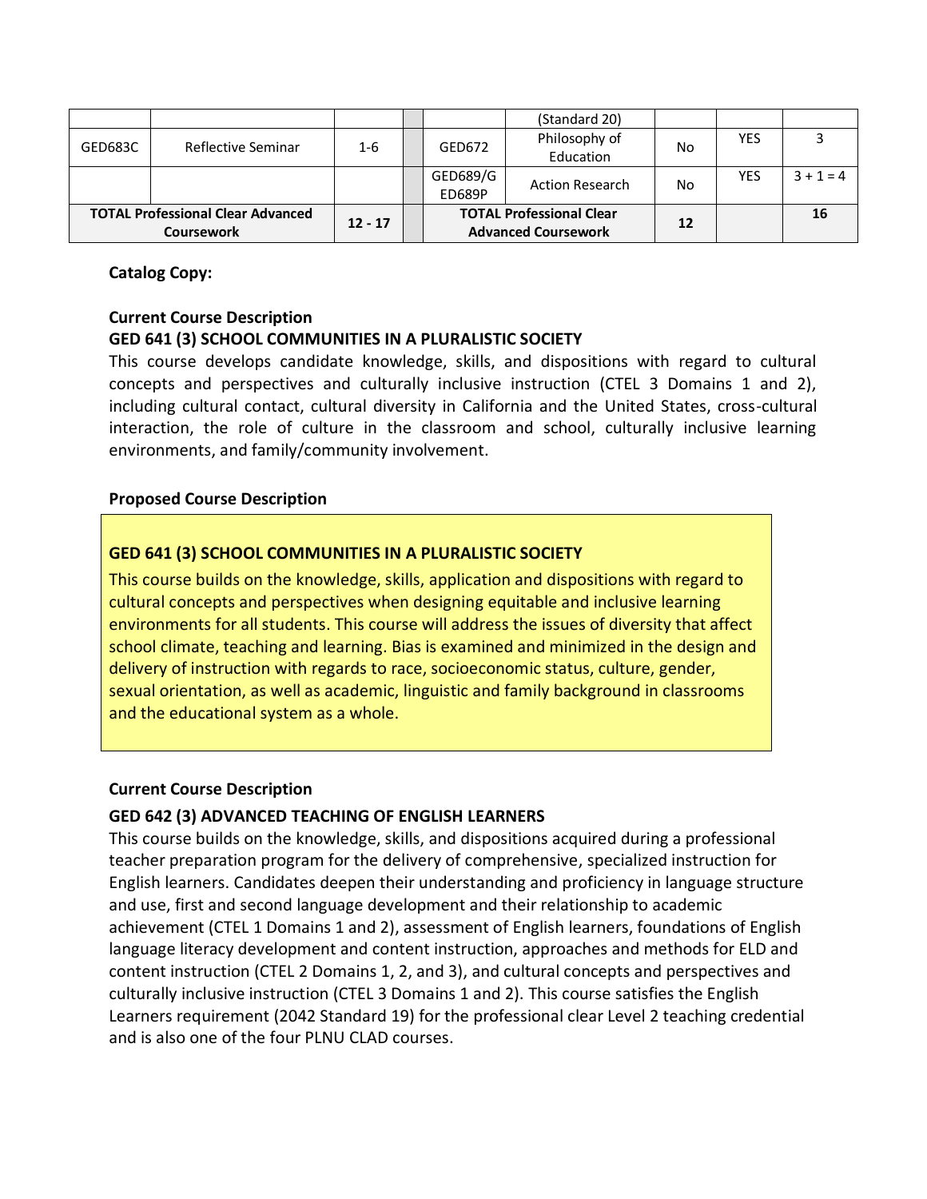| | | | | | | | | |
|---|---|---|---|---|---|---|---|---|
| | | | | | (Standard 20) | | | |
| GED683C | Reflective Seminar | 1-6 | | GED672 | Philosophy of Education | No | YES | 3 |
| | | | | GED689/GED689P | Action Research | No | YES | 3 + 1 = 4 |
| **TOTAL Professional Clear Advanced Coursework** | | **12 - 17** | | **TOTAL Professional Clear Advanced Coursework** | | **12** | | **16** |

**Catalog Copy:**

**Current Course Description**

**GED 641 (3) SCHOOL COMMUNITIES IN A PLURALISTIC SOCIETY**

This course develops candidate knowledge, skills, and dispositions with regard to cultural concepts and perspectives and culturally inclusive instruction (CTEL 3 Domains 1 and 2), including cultural contact, cultural diversity in California and the United States, cross-cultural interaction, the role of culture in the classroom and school, culturally inclusive learning environments, and family/community involvement.

**Proposed Course Description**

**GED 641 (3) SCHOOL COMMUNITIES IN A PLURALISTIC SOCIETY**

This course builds on the knowledge, skills, application and dispositions with regard to cultural concepts and perspectives when designing equitable and inclusive learning environments for all students. This course will address the issues of diversity that affect school climate, teaching and learning. Bias is examined and minimized in the design and delivery of instruction with regards to race, socioeconomic status, culture, gender, sexual orientation, as well as academic, linguistic and family background in classrooms and the educational system as a whole.

**Current Course Description**

**GED 642 (3) ADVANCED TEACHING OF ENGLISH LEARNERS**

This course builds on the knowledge, skills, and dispositions acquired during a professional teacher preparation program for the delivery of comprehensive, specialized instruction for English learners. Candidates deepen their understanding and proficiency in language structure and use, first and second language development and their relationship to academic achievement (CTEL 1 Domains 1 and 2), assessment of English learners, foundations of English language literacy development and content instruction, approaches and methods for ELD and content instruction (CTEL 2 Domains 1, 2, and 3), and cultural concepts and perspectives and culturally inclusive instruction (CTEL 3 Domains 1 and 2). This course satisfies the English Learners requirement (2042 Standard 19) for the professional clear Level 2 teaching credential and is also one of the four PLNU CLAD courses.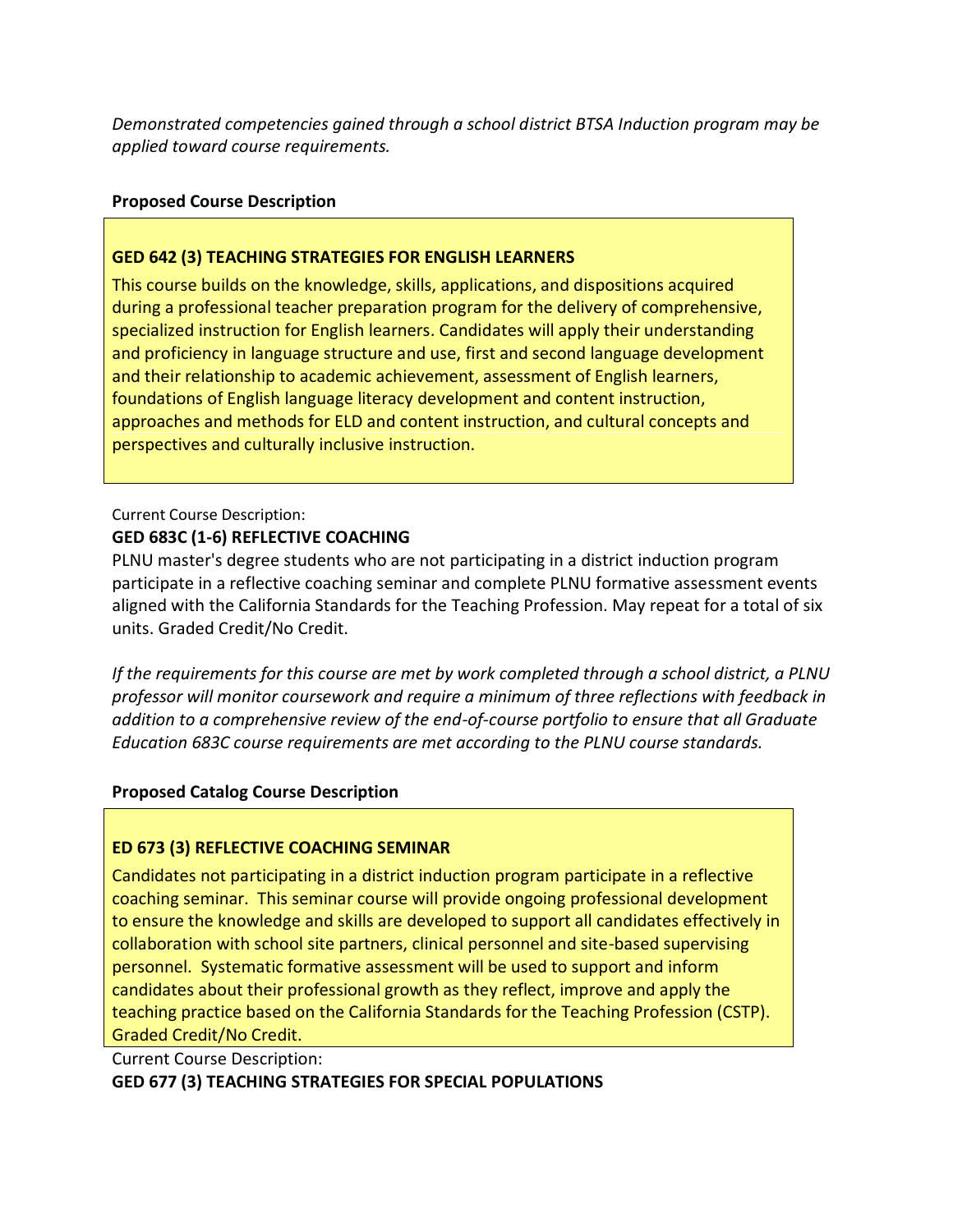*Demonstrated competencies gained through a school district BTSA Induction program may be applied toward course requirements.*

**Proposed Course Description**

**GED 642 (3) TEACHING STRATEGIES FOR ENGLISH LEARNERS**

This course builds on the knowledge, skills, applications, and dispositions acquired during a professional teacher preparation program for the delivery of comprehensive, specialized instruction for English learners. Candidates will apply their understanding and proficiency in language structure and use, first and second language development and their relationship to academic achievement, assessment of English learners, foundations of English language literacy development and content instruction, approaches and methods for ELD and content instruction, and cultural concepts and perspectives and culturally inclusive instruction.

Current Course Description:

**GED 683C (1-6) REFLECTIVE COACHING**

PLNU master's degree students who are not participating in a district induction program participate in a reflective coaching seminar and complete PLNU formative assessment events aligned with the California Standards for the Teaching Profession. May repeat for a total of six units. Graded Credit/No Credit.

*If the requirements for this course are met by work completed through a school district, a PLNU professor will monitor coursework and require a minimum of three reflections with feedback in addition to a comprehensive review of the end-of-course portfolio to ensure that all Graduate Education 683C course requirements are met according to the PLNU course standards.*

**Proposed Catalog Course Description**

**ED 673 (3) REFLECTIVE COACHING SEMINAR**

Candidates not participating in a district induction program participate in a reflective coaching seminar. This seminar course will provide ongoing professional development to ensure the knowledge and skills are developed to support all candidates effectively in collaboration with school site partners, clinical personnel and site-based supervising personnel. Systematic formative assessment will be used to support and inform candidates about their professional growth as they reflect, improve and apply the teaching practice based on the California Standards for the Teaching Profession (CSTP). Graded Credit/No Credit.

Current Course Description:

**GED 677 (3) TEACHING STRATEGIES FOR SPECIAL POPULATIONS**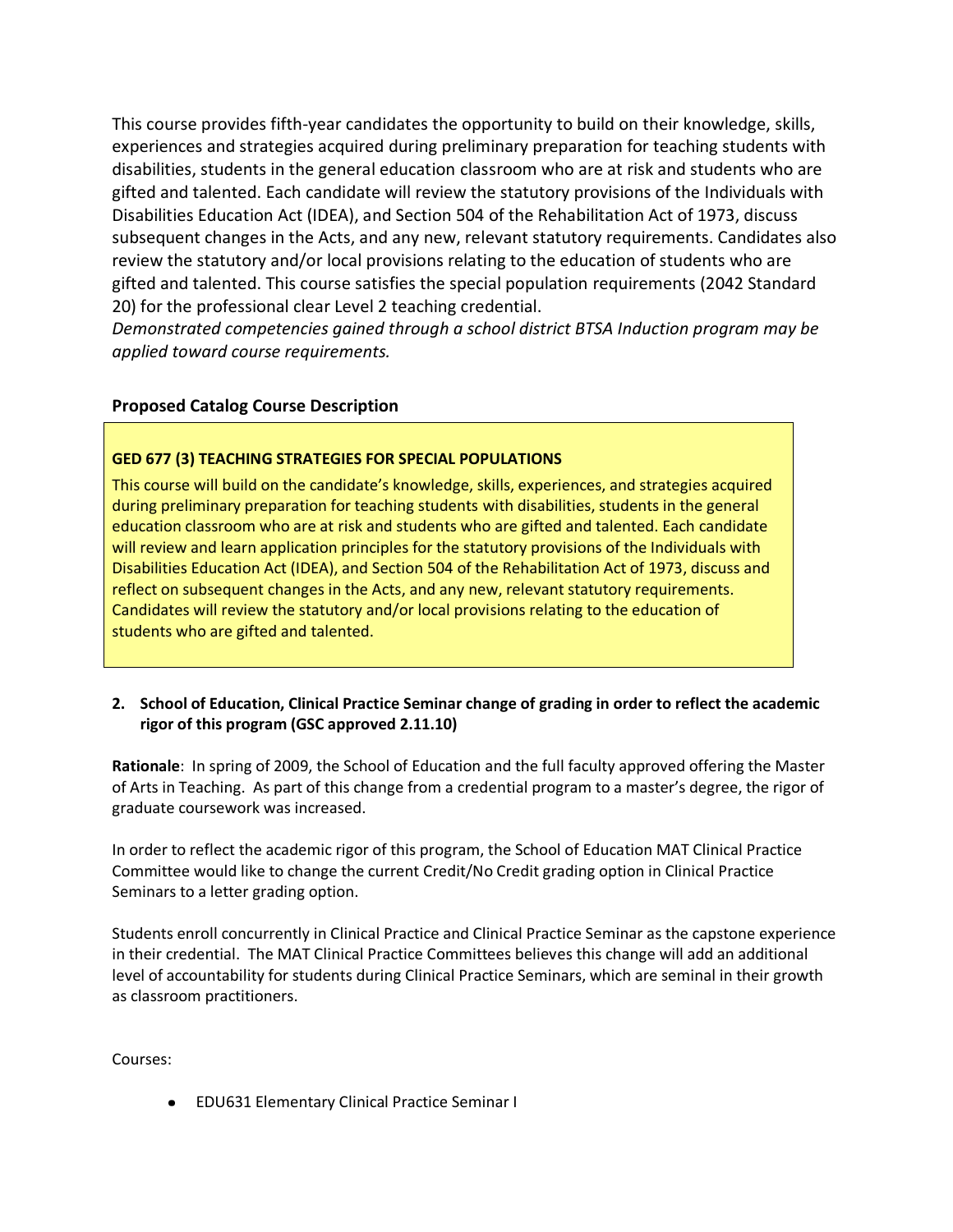This course provides fifth-year candidates the opportunity to build on their knowledge, skills, experiences and strategies acquired during preliminary preparation for teaching students with disabilities, students in the general education classroom who are at risk and students who are gifted and talented. Each candidate will review the statutory provisions of the Individuals with Disabilities Education Act (IDEA), and Section 504 of the Rehabilitation Act of 1973, discuss subsequent changes in the Acts, and any new, relevant statutory requirements. Candidates also review the statutory and/or local provisions relating to the education of students who are gifted and talented. This course satisfies the special population requirements (2042 Standard 20) for the professional clear Level 2 teaching credential.
*Demonstrated competencies gained through a school district BTSA Induction program may be applied toward course requirements.*

### Proposed Catalog Course Description

**GED 677 (3) TEACHING STRATEGIES FOR SPECIAL POPULATIONS**

This course will build on the candidate's knowledge, skills, experiences, and strategies acquired during preliminary preparation for teaching students with disabilities, students in the general education classroom who are at risk and students who are gifted and talented. Each candidate will review and learn application principles for the statutory provisions of the Individuals with Disabilities Education Act (IDEA), and Section 504 of the Rehabilitation Act of 1973, discuss and reflect on subsequent changes in the Acts, and any new, relevant statutory requirements. Candidates will review the statutory and/or local provisions relating to the education of students who are gifted and talented.

**2. School of Education, Clinical Practice Seminar change of grading in order to reflect the academic rigor of this program (GSC approved 2.11.10)**

**Rationale**: In spring of 2009, the School of Education and the full faculty approved offering the Master of Arts in Teaching. As part of this change from a credential program to a master's degree, the rigor of graduate coursework was increased.

In order to reflect the academic rigor of this program, the School of Education MAT Clinical Practice Committee would like to change the current Credit/No Credit grading option in Clinical Practice Seminars to a letter grading option.

Students enroll concurrently in Clinical Practice and Clinical Practice Seminar as the capstone experience in their credential. The MAT Clinical Practice Committees believes this change will add an additional level of accountability for students during Clinical Practice Seminars, which are seminal in their growth as classroom practitioners.

Courses:

- EDU631 Elementary Clinical Practice Seminar I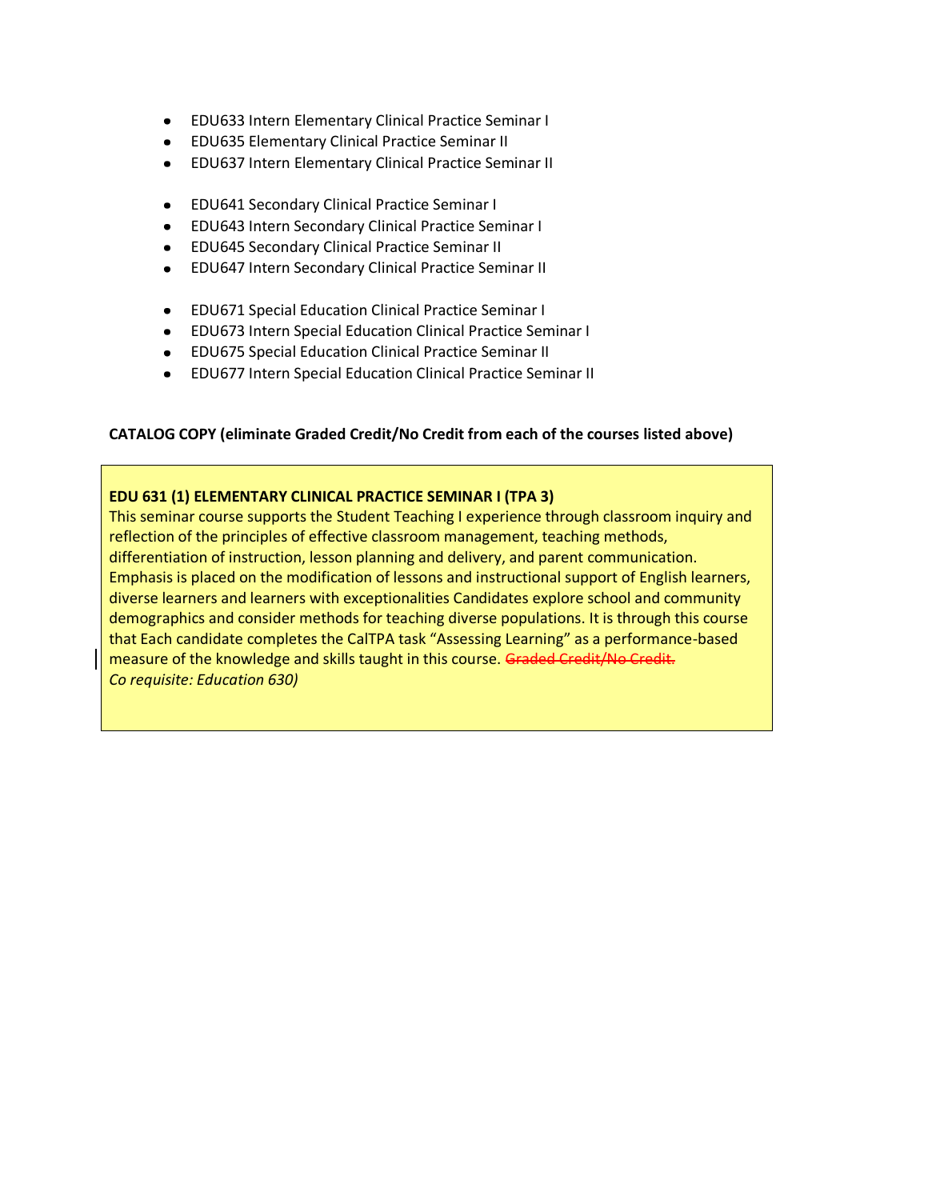- EDU633 Intern Elementary Clinical Practice Seminar I
- EDU635 Elementary Clinical Practice Seminar II
- EDU637 Intern Elementary Clinical Practice Seminar II

- EDU641 Secondary Clinical Practice Seminar I
- EDU643 Intern Secondary Clinical Practice Seminar I
- EDU645 Secondary Clinical Practice Seminar II
- EDU647 Intern Secondary Clinical Practice Seminar II

- EDU671 Special Education Clinical Practice Seminar I
- EDU673 Intern Special Education Clinical Practice Seminar I
- EDU675 Special Education Clinical Practice Seminar II
- EDU677 Intern Special Education Clinical Practice Seminar II

**CATALOG COPY (eliminate Graded Credit/No Credit from each of the courses listed above)**

**EDU 631 (1) ELEMENTARY CLINICAL PRACTICE SEMINAR I (TPA 3)**
This seminar course supports the Student Teaching I experience through classroom inquiry and reflection of the principles of effective classroom management, teaching methods, differentiation of instruction, lesson planning and delivery, and parent communication. Emphasis is placed on the modification of lessons and instructional support of English learners, diverse learners and learners with exceptionalities Candidates explore school and community demographics and consider methods for teaching diverse populations. It is through this course that Each candidate completes the CalTPA task "Assessing Learning" as a performance-based measure of the knowledge and skills taught in this course. ~~Graded Credit/No Credit.~~
*Co requisite: Education 630)*